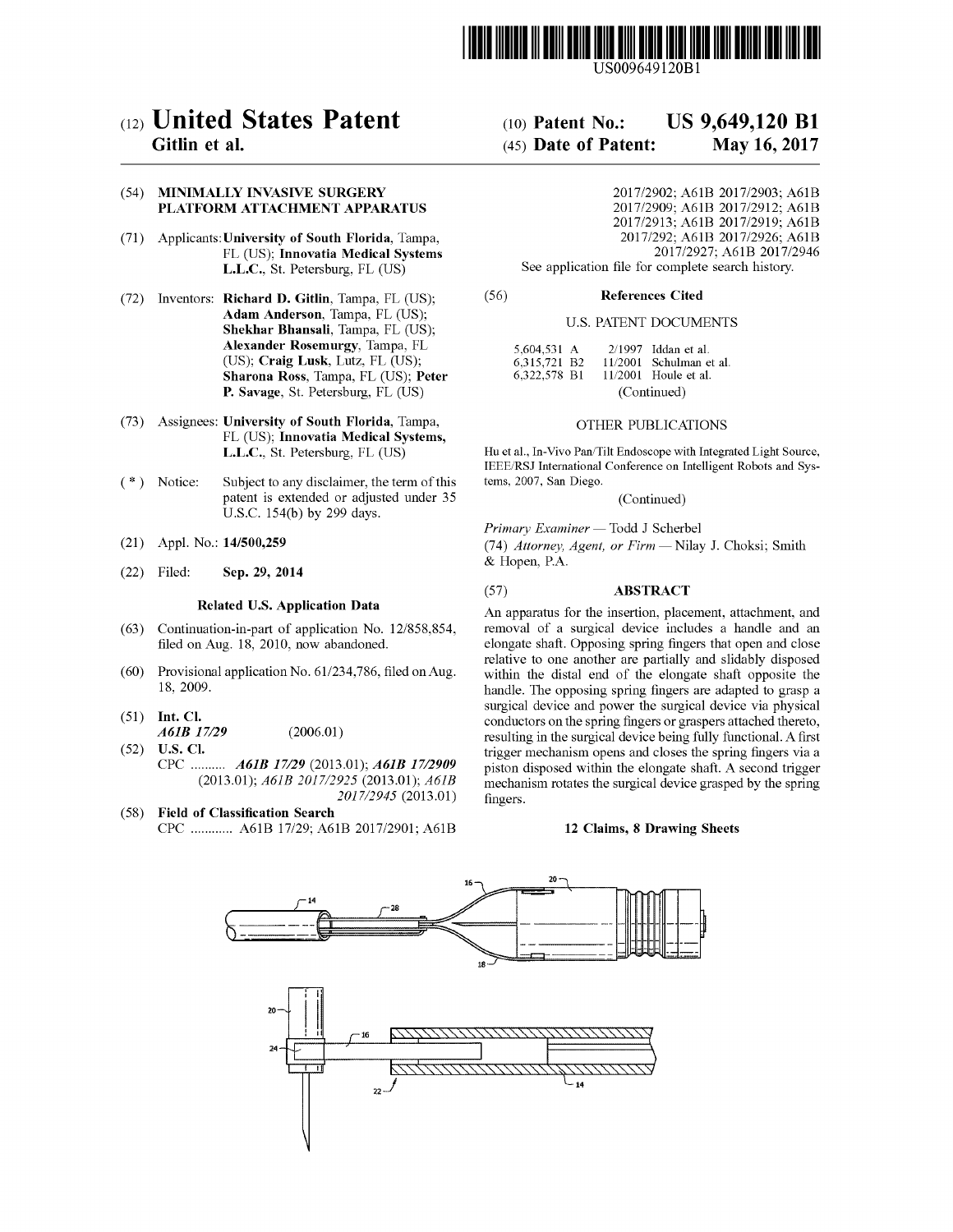US009649120B1

# (12) United States Patent
**Gitlin et al.**

(10) **Patent No.: US 9,649,120 B1**

(45) **Date of Patent: May 16, 2017**

(54) **MINIMALLY INVASIVE SURGERY PLATFORM ATTACHMENT APPARATUS**

(71) Applicants: **University of South Florida**, Tampa, FL (US); **Innovatia Medical Systems L.L.C.**, St. Petersburg, FL (US)

(72) Inventors: **Richard D. Gitlin**, Tampa, FL (US); **Adam Anderson**, Tampa, FL (US); **Shekhar Bhansali**, Tampa, FL (US); **Alexander Rosemurgy**, Tampa, FL (US); **Craig Lusk**, Lutz, FL (US); **Sharona Ross**, Tampa, FL (US); **Peter P. Savage**, St. Petersburg, FL (US)

(73) Assignees: **University of South Florida**, Tampa, FL (US); **Innovatia Medical Systems, L.L.C.**, St. Petersburg, FL (US)

( * ) Notice: Subject to any disclaimer, the term of this patent is extended or adjusted under 35 U.S.C. 154(b) by 299 days.

(21) Appl. No.: **14/500,259**

(22) Filed: **Sep. 29, 2014**

### Related U.S. Application Data

(63) Continuation-in-part of application No. 12/858,854, filed on Aug. 18, 2010, now abandoned.

(60) Provisional application No. 61/234,786, filed on Aug. 18, 2009.

(51) **Int. Cl.**
*A61B 17/29* (2006.01)

(52) **U.S. Cl.**
CPC .......... *A61B 17/29* (2013.01); *A61B 17/2909* (2013.01); *A61B 2017/2925* (2013.01); *A61B 2017/2945* (2013.01)

(58) **Field of Classification Search**
CPC ............ A61B 17/29; A61B 2017/2901; A61B 2017/2902; A61B 2017/2903; A61B 2017/2909; A61B 2017/2912; A61B 2017/2913; A61B 2017/2919; A61B 2017/292; A61B 2017/2926; A61B 2017/2927; A61B 2017/2946
See application file for complete search history.

(56) **References Cited**

U.S. PATENT DOCUMENTS

| | | |
|---|---|---|
| 5,604,531 A | 2/1997 | Iddan et al. |
| 6,315,721 B2 | 11/2001 | Schulman et al. |
| 6,322,578 B1 | 11/2001 | Houle et al. |

(Continued)

OTHER PUBLICATIONS

Hu et al., In-Vivo Pan/Tilt Endoscope with Integrated Light Source, IEEE/RSJ International Conference on Intelligent Robots and Systems, 2007, San Diego.

(Continued)

*Primary Examiner* — Todd J Scherbel

(74) *Attorney, Agent, or Firm* — Nilay J. Choksi; Smith & Hopen, P.A.

(57) **ABSTRACT**

An apparatus for the insertion, placement, attachment, and removal of a surgical device includes a handle and an elongate shaft. Opposing spring fingers that open and close relative to one another are partially and slidably disposed within the distal end of the elongate shaft opposite the handle. The opposing spring fingers are adapted to grasp a surgical device and power the surgical device via physical conductors on the spring fingers or graspers attached thereto, resulting in the surgical device being fully functional. A first trigger mechanism opens and closes the spring fingers via a piston disposed within the elongate shaft. A second trigger mechanism rotates the surgical device grasped by the spring fingers.

**12 Claims, 8 Drawing Sheets**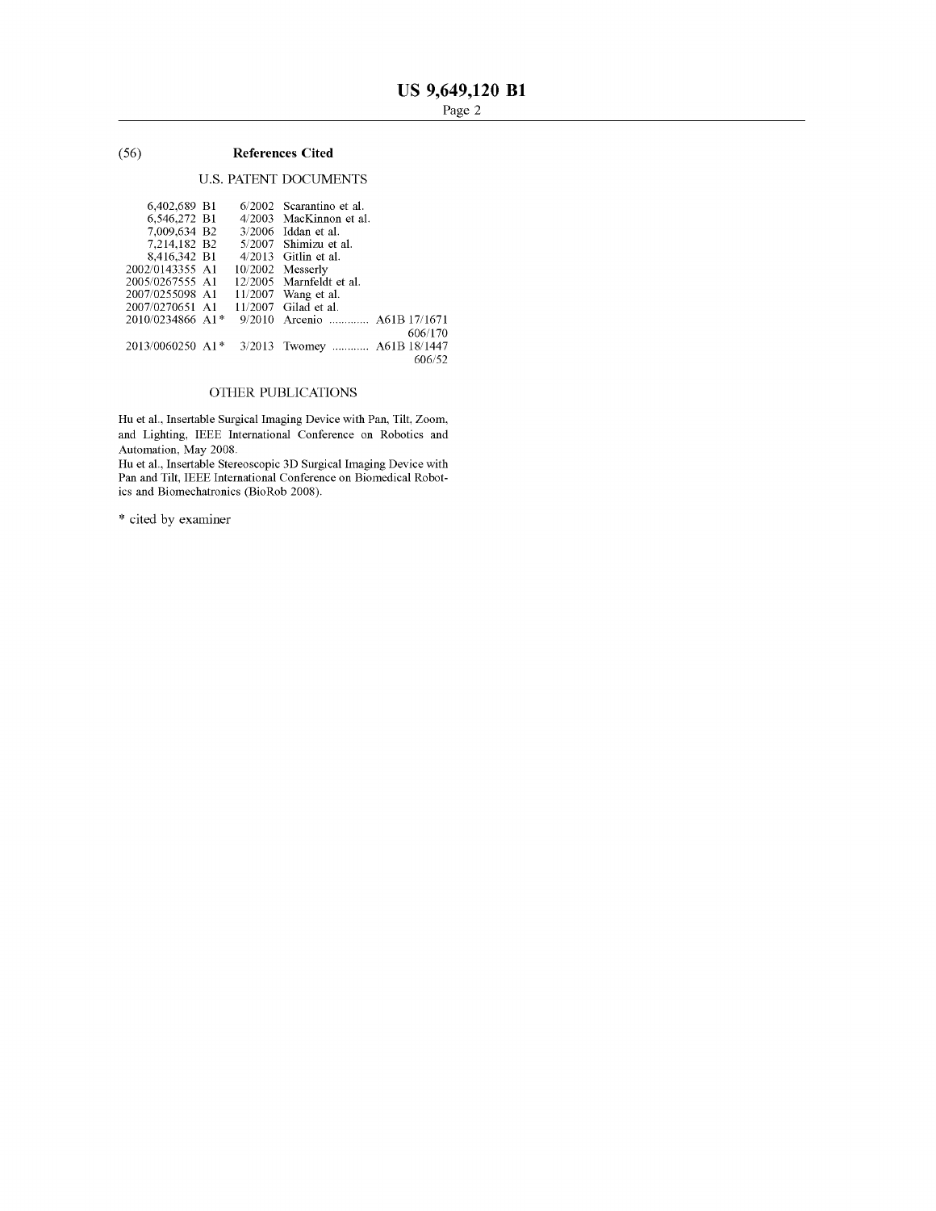(56) **References Cited**

U.S. PATENT DOCUMENTS

| | | |
|---|---|---|
| 6,402,689 B1 | 6/2002 | Scarantino et al. |
| 6,546,272 B1 | 4/2003 | MacKinnon et al. |
| 7,009,634 B2 | 3/2006 | Iddan et al. |
| 7,214,182 B2 | 5/2007 | Shimizu et al. |
| 8,416,342 B1 | 4/2013 | Gitlin et al. |
| 2002/0143355 A1 | 10/2002 | Messerly |
| 2005/0267555 A1 | 12/2005 | Marnfeldt et al. |
| 2007/0255098 A1 | 11/2007 | Wang et al. |
| 2007/0270651 A1 | 11/2007 | Gilad et al. |
| 2010/0234866 A1* | 9/2010 | Arcenio ............ A61B 17/1671 606/170 |
| 2013/0060250 A1* | 3/2013 | Twomey ........... A61B 18/1447 606/52 |

OTHER PUBLICATIONS

Hu et al., Insertable Surgical Imaging Device with Pan, Tilt, Zoom, and Lighting, IEEE International Conference on Robotics and Automation, May 2008.

Hu et al., Insertable Stereoscopic 3D Surgical Imaging Device with Pan and Tilt, IEEE International Conference on Biomedical Robotics and Biomechatronics (BioRob 2008).

* cited by examiner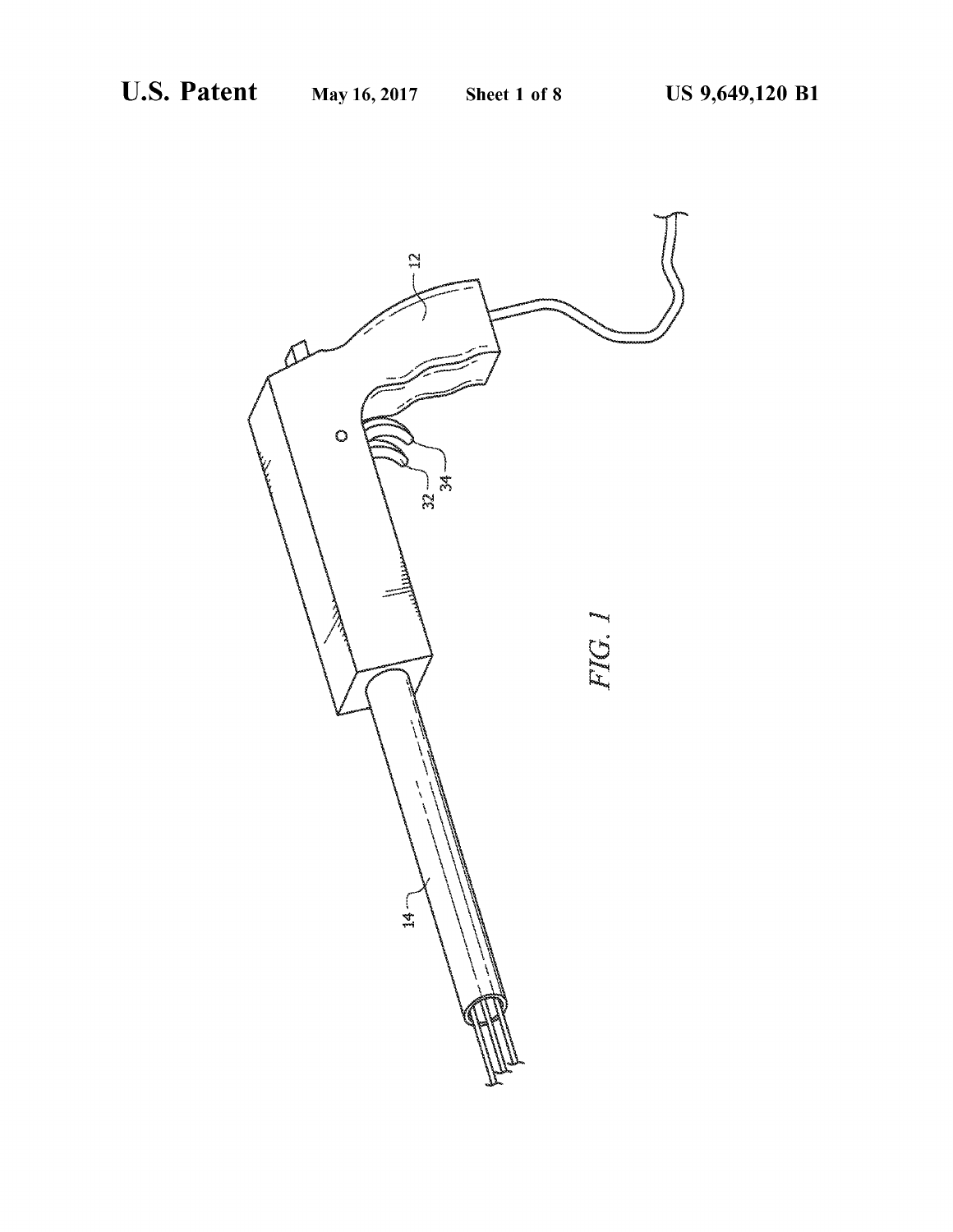FIG. 1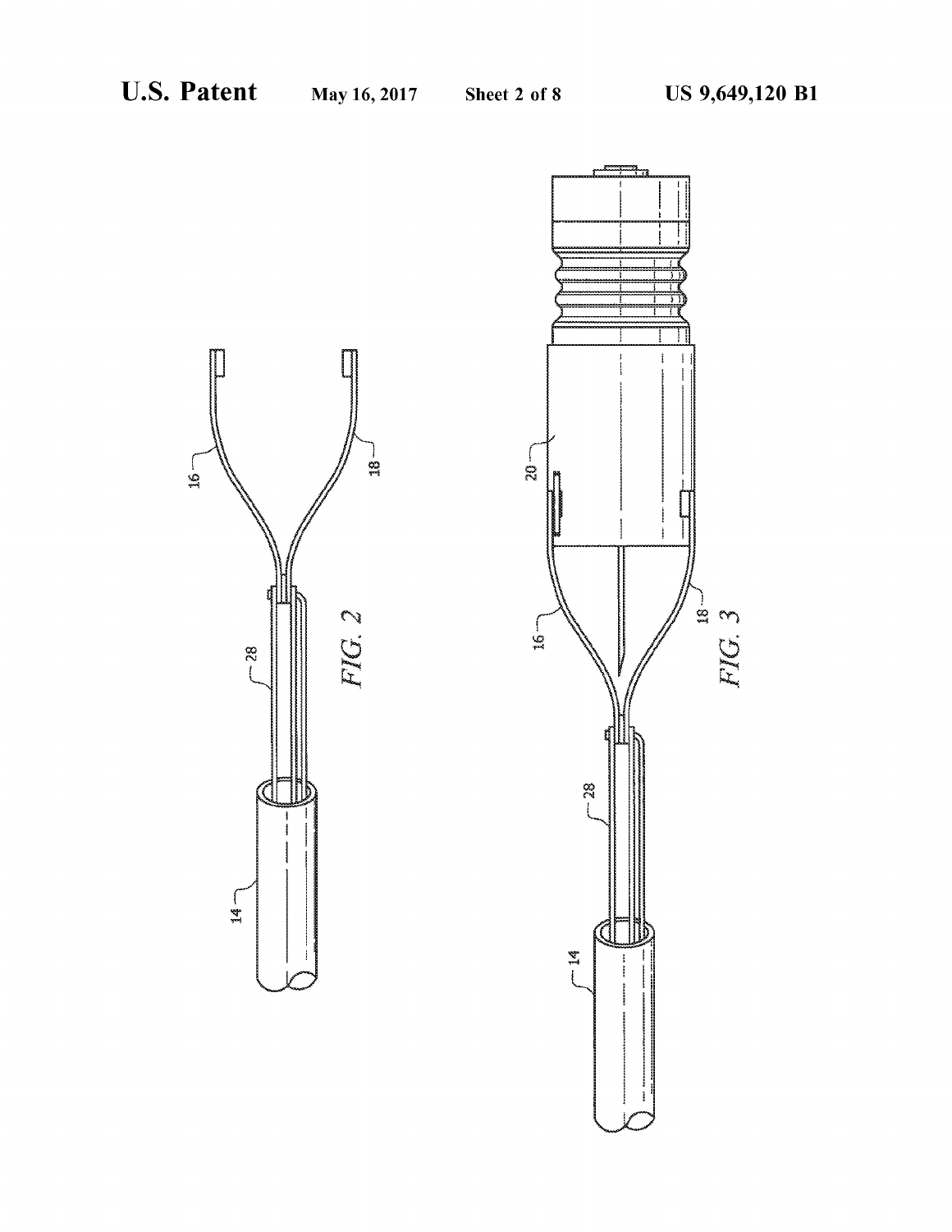FIG. 2

FIG. 3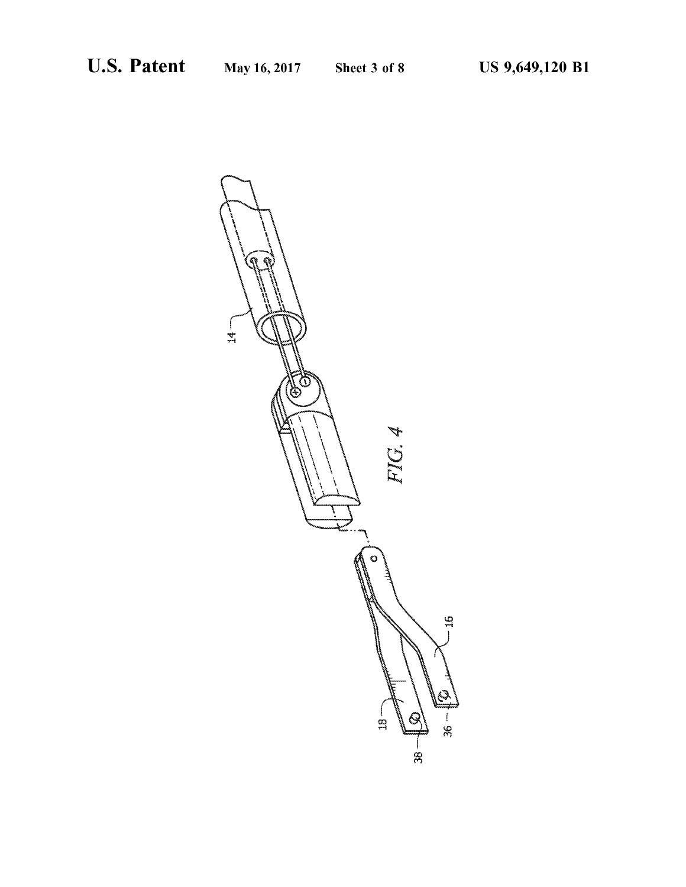FIG. 4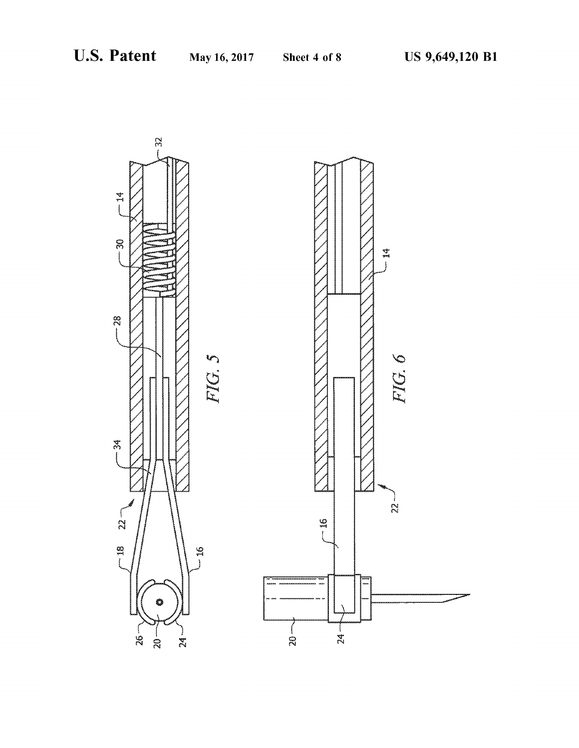FIG. 5

FIG. 6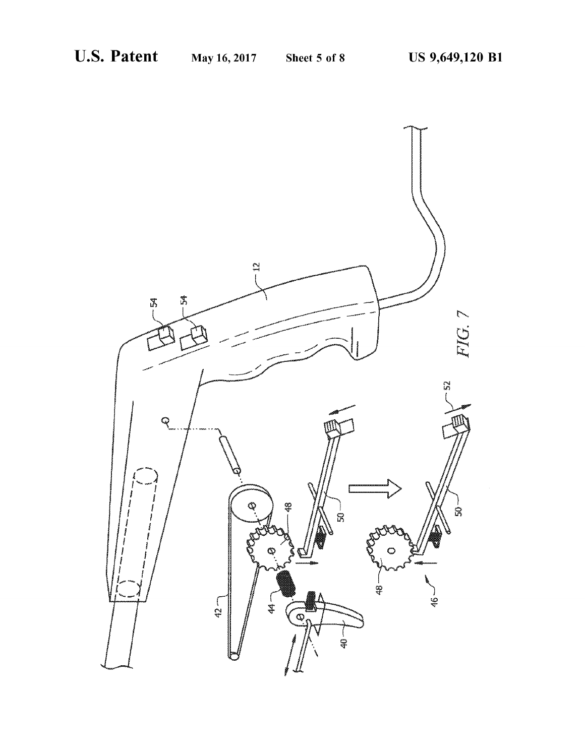FIG. 7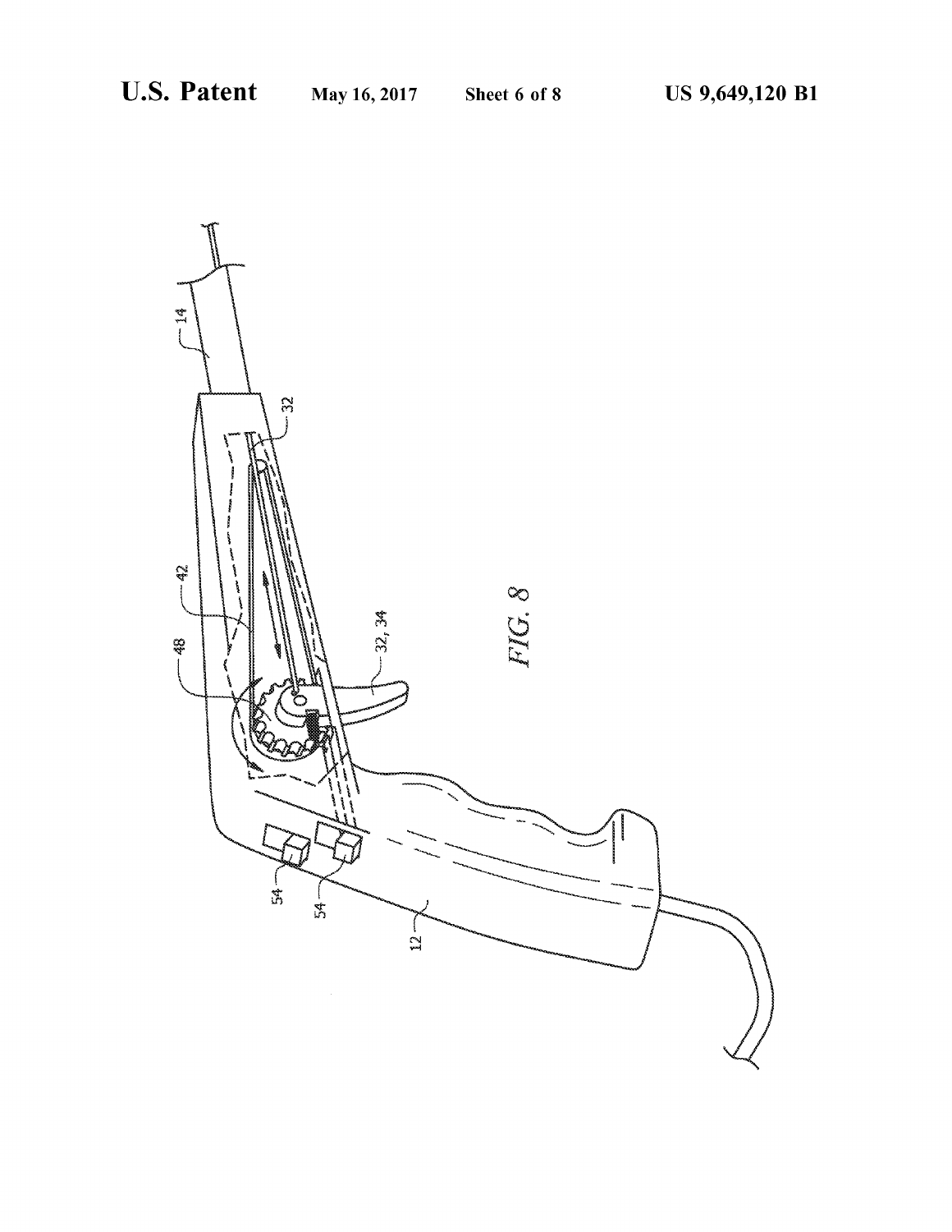FIG. 8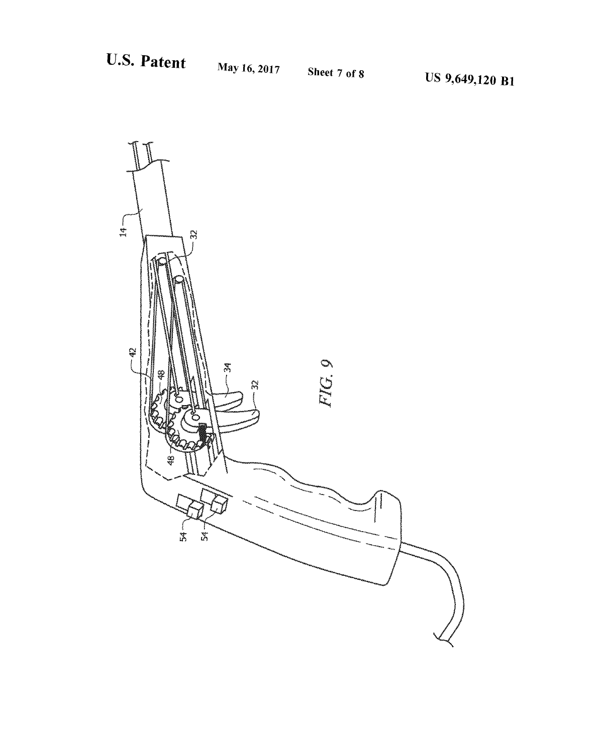FIG. 9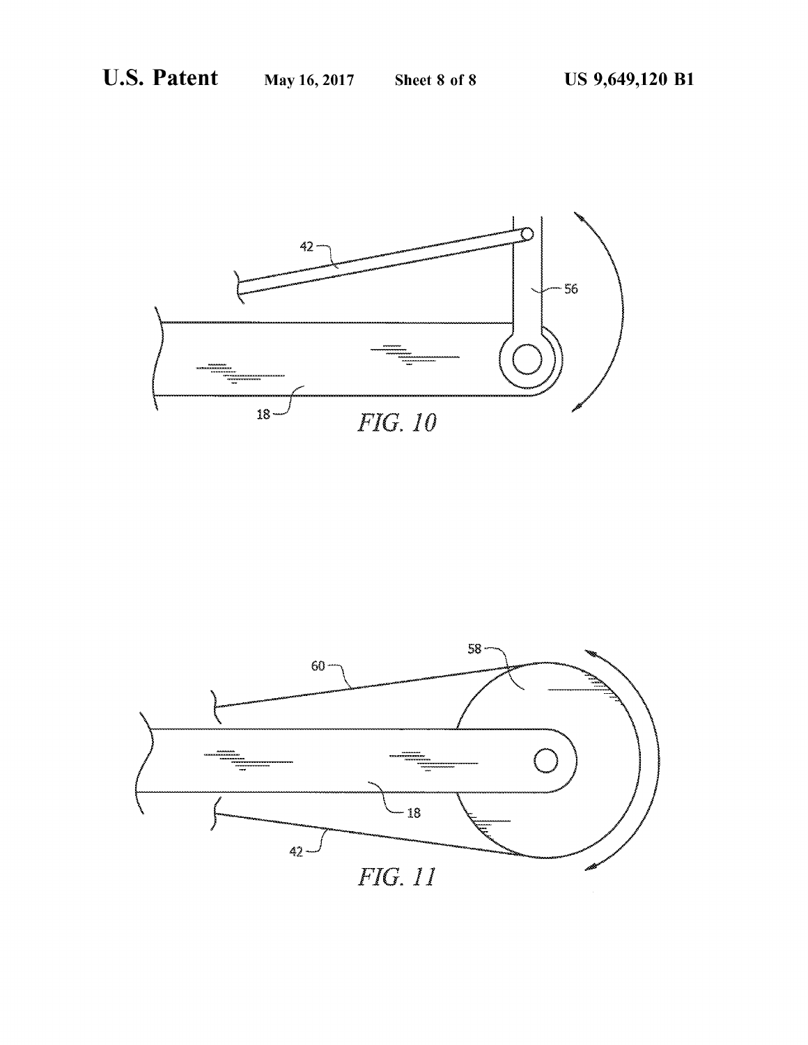FIG. 10

FIG. 11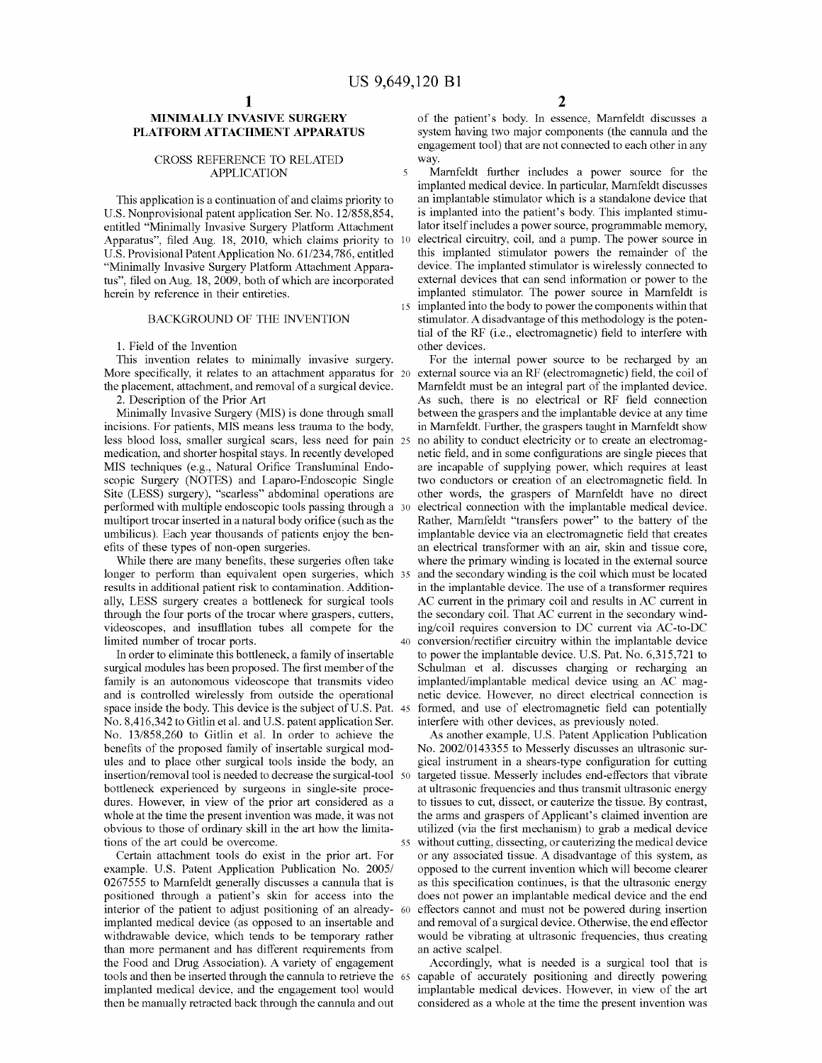# MINIMALLY INVASIVE SURGERY PLATFORM ATTACHMENT APPARATUS

## CROSS REFERENCE TO RELATED APPLICATION

This application is a continuation of and claims priority to U.S. Nonprovisional patent application Ser. No. 12/858,854, entitled "Minimally Invasive Surgery Platform Attachment Apparatus", filed Aug. 18, 2010, which claims priority to U.S. Provisional Patent Application No. 61/234,786, entitled "Minimally Invasive Surgery Platform Attachment Apparatus", filed on Aug. 18, 2009, both of which are incorporated herein by reference in their entireties.

## BACKGROUND OF THE INVENTION

1. Field of the Invention

This invention relates to minimally invasive surgery. More specifically, it relates to an attachment apparatus for the placement, attachment, and removal of a surgical device.

2. Description of the Prior Art

Minimally Invasive Surgery (MIS) is done through small incisions. For patients, MIS means less trauma to the body, less blood loss, smaller surgical scars, less need for pain medication, and shorter hospital stays. In recently developed MIS techniques (e.g., Natural Orifice Transluminal Endoscopic Surgery (NOTES) and Laparo-Endoscopic Single Site (LESS) surgery), "scarless" abdominal operations are performed with multiple endoscopic tools passing through a multiport trocar inserted in a natural body orifice (such as the umbilicus). Each year thousands of patients enjoy the benefits of these types of non-open surgeries.

While there are many benefits, these surgeries often take longer to perform than equivalent open surgeries, which results in additional patient risk to contamination. Additionally, LESS surgery creates a bottleneck for surgical tools through the four ports of the trocar where graspers, cutters, videoscopes, and insufflation tubes all compete for the limited number of trocar ports.

In order to eliminate this bottleneck, a family of insertable surgical modules has been proposed. The first member of the family is an autonomous videoscope that transmits video and is controlled wirelessly from outside the operational space inside the body. This device is the subject of U.S. Pat. No. 8,416,342 to Gitlin et al. and U.S. patent application Ser. No. 13/858,260 to Gitlin et al. In order to achieve the benefits of the proposed family of insertable surgical modules and to place other surgical tools inside the body, an insertion/removal tool is needed to decrease the surgical-tool bottleneck experienced by surgeons in single-site procedures. However, in view of the prior art considered as a whole at the time the present invention was made, it was not obvious to those of ordinary skill in the art how the limitations of the art could be overcome.

Certain attachment tools do exist in the prior art. For example. U.S. Patent Application Publication No. 2005/0267555 to Marnfeldt generally discusses a cannula that is positioned through a patient's skin for access into the interior of the patient to adjust positioning of an already-implanted medical device (as opposed to an insertable and withdrawable device, which tends to be temporary rather than more permanent and has different requirements from the Food and Drug Association). A variety of engagement tools and then be inserted through the cannula to retrieve the implanted medical device, and the engagement tool would then be manually retracted back through the cannula and out of the patient's body. In essence, Marnfeldt discusses a system having two major components (the cannula and the engagement tool) that are not connected to each other in any way.

Marnfeldt further includes a power source for the implanted medical device. In particular, Marnfeldt discusses an implantable stimulator which is a standalone device that is implanted into the patient's body. This implanted stimulator itself includes a power source, programmable memory, electrical circuitry, coil, and a pump. The power source in this implanted stimulator powers the remainder of the device. The implanted stimulator is wirelessly connected to external devices that can send information or power to the implanted stimulator. The power source in Marnfeldt is implanted into the body to power the components within that stimulator. A disadvantage of this methodology is the potential of the RF (i.e., electromagnetic) field to interfere with other devices.

For the internal power source to be recharged by an external source via an RF (electromagnetic) field, the coil of Marnfeldt must be an integral part of the implanted device. As such, there is no electrical or RF field connection between the graspers and the implantable device at any time in Marnfeldt. Further, the graspers taught in Marnfeldt show no ability to conduct electricity or to create an electromagnetic field, and in some configurations are single pieces that are incapable of supplying power, which requires at least two conductors or creation of an electromagnetic field. In other words, the graspers of Marnfeldt have no direct electrical connection with the implantable medical device. Rather, Marnfeldt "transfers power" to the battery of the implantable device via an electromagnetic field that creates an electrical transformer with an air, skin and tissue core, where the primary winding is located in the external source and the secondary winding is the coil which must be located in the implantable device. The use of a transformer requires AC current in the primary coil and results in AC current in the secondary coil. That AC current in the secondary winding/coil requires conversion to DC current via AC-to-DC conversion/rectifier circuitry within the implantable device to power the implantable device. U.S. Pat. No. 6,315,721 to Schulman et al. discusses charging or recharging an implanted/implantable medical device using an AC magnetic device. However, no direct electrical connection is formed, and use of electromagnetic field can potentially interfere with other devices, as previously noted.

As another example, U.S. Patent Application Publication No. 2002/0143355 to Messerly discusses an ultrasonic surgical instrument in a shears-type configuration for cutting targeted tissue. Messerly includes end-effectors that vibrate at ultrasonic frequencies and thus transmit ultrasonic energy to tissues to cut, dissect, or cauterize the tissue. By contrast, the arms and graspers of Applicant's claimed invention are utilized (via the first mechanism) to grab a medical device without cutting, dissecting, or cauterizing the medical device or any associated tissue. A disadvantage of this system, as opposed to the current invention which will become clearer as this specification continues, is that the ultrasonic energy does not power an implantable medical device and the end effectors cannot and must not be powered during insertion and removal of a surgical device. Otherwise, the end effector would be vibrating at ultrasonic frequencies, thus creating an active scalpel.

Accordingly, what is needed is a surgical tool that is capable of accurately positioning and directly powering implantable medical devices. However, in view of the art considered as a whole at the time the present invention was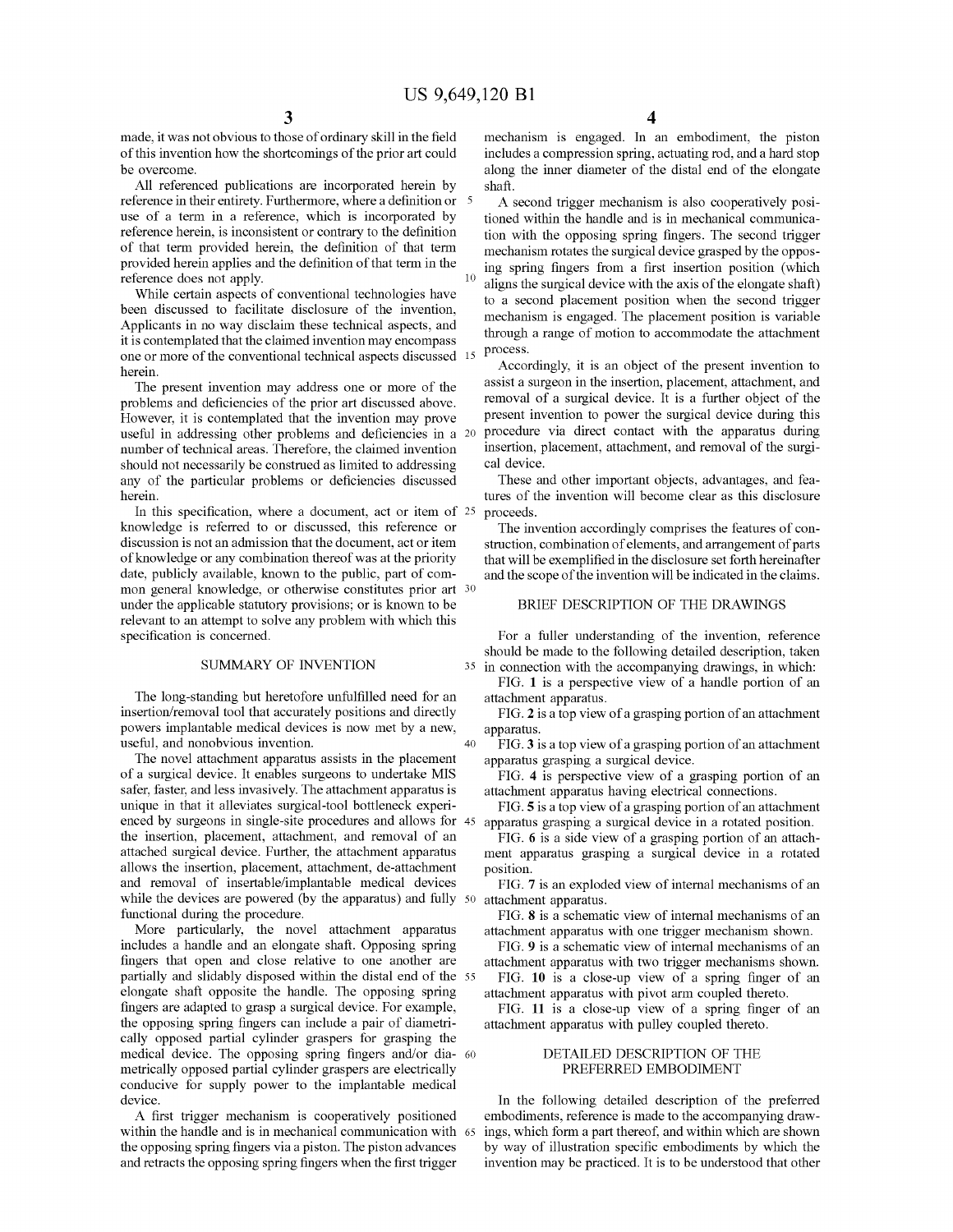made, it was not obvious to those of ordinary skill in the field of this invention how the shortcomings of the prior art could be overcome.

All referenced publications are incorporated herein by reference in their entirety. Furthermore, where a definition or use of a term in a reference, which is incorporated by reference herein, is inconsistent or contrary to the definition of that term provided herein, the definition of that term provided herein applies and the definition of that term in the reference does not apply.

While certain aspects of conventional technologies have been discussed to facilitate disclosure of the invention, Applicants in no way disclaim these technical aspects, and it is contemplated that the claimed invention may encompass one or more of the conventional technical aspects discussed herein.

The present invention may address one or more of the problems and deficiencies of the prior art discussed above. However, it is contemplated that the invention may prove useful in addressing other problems and deficiencies in a number of technical areas. Therefore, the claimed invention should not necessarily be construed as limited to addressing any of the particular problems or deficiencies discussed herein.

In this specification, where a document, act or item of knowledge is referred to or discussed, this reference or discussion is not an admission that the document, act or item of knowledge or any combination thereof was at the priority date, publicly available, known to the public, part of common general knowledge, or otherwise constitutes prior art under the applicable statutory provisions; or is known to be relevant to an attempt to solve any problem with which this specification is concerned.

## SUMMARY OF INVENTION

The long-standing but heretofore unfulfilled need for an insertion/removal tool that accurately positions and directly powers implantable medical devices is now met by a new, useful, and nonobvious invention.

The novel attachment apparatus assists in the placement of a surgical device. It enables surgeons to undertake MIS safer, faster, and less invasively. The attachment apparatus is unique in that it alleviates surgical-tool bottleneck experienced by surgeons in single-site procedures and allows for the insertion, placement, attachment, and removal of an attached surgical device. Further, the attachment apparatus allows the insertion, placement, attachment, de-attachment and removal of insertable/implantable medical devices while the devices are powered (by the apparatus) and fully functional during the procedure.

More particularly, the novel attachment apparatus includes a handle and an elongate shaft. Opposing spring fingers that open and close relative to one another are partially and slidably disposed within the distal end of the elongate shaft opposite the handle. The opposing spring fingers are adapted to grasp a surgical device. For example, the opposing spring fingers can include a pair of diametrically opposed partial cylinder graspers for grasping the medical device. The opposing spring fingers and/or diametrically opposed partial cylinder graspers are electrically conducive for supply power to the implantable medical device.

A first trigger mechanism is cooperatively positioned within the handle and is in mechanical communication with the opposing spring fingers via a piston. The piston advances and retracts the opposing spring fingers when the first trigger mechanism is engaged. In an embodiment, the piston includes a compression spring, actuating rod, and a hard stop along the inner diameter of the distal end of the elongate shaft.

A second trigger mechanism is also cooperatively positioned within the handle and is in mechanical communication with the opposing spring fingers. The second trigger mechanism rotates the surgical device grasped by the opposing spring fingers from a first insertion position (which aligns the surgical device with the axis of the elongate shaft) to a second placement position when the second trigger mechanism is engaged. The placement position is variable through a range of motion to accommodate the attachment process.

Accordingly, it is an object of the present invention to assist a surgeon in the insertion, placement, attachment, and removal of a surgical device. It is a further object of the present invention to power the surgical device during this procedure via direct contact with the apparatus during insertion, placement, attachment, and removal of the surgical device.

These and other important objects, advantages, and features of the invention will become clear as this disclosure proceeds.

The invention accordingly comprises the features of construction, combination of elements, and arrangement of parts that will be exemplified in the disclosure set forth hereinafter and the scope of the invention will be indicated in the claims.

## BRIEF DESCRIPTION OF THE DRAWINGS

For a fuller understanding of the invention, reference should be made to the following detailed description, taken in connection with the accompanying drawings, in which:

FIG. 1 is a perspective view of a handle portion of an attachment apparatus.

FIG. 2 is a top view of a grasping portion of an attachment apparatus.

FIG. 3 is a top view of a grasping portion of an attachment apparatus grasping a surgical device.

FIG. 4 is perspective view of a grasping portion of an attachment apparatus having electrical connections.

FIG. 5 is a top view of a grasping portion of an attachment apparatus grasping a surgical device in a rotated position.

FIG. 6 is a side view of a grasping portion of an attachment apparatus grasping a surgical device in a rotated position.

FIG. 7 is an exploded view of internal mechanisms of an attachment apparatus.

FIG. 8 is a schematic view of internal mechanisms of an attachment apparatus with one trigger mechanism shown.

FIG. 9 is a schematic view of internal mechanisms of an attachment apparatus with two trigger mechanisms shown.

FIG. 10 is a close-up view of a spring finger of an attachment apparatus with pivot arm coupled thereto.

FIG. 11 is a close-up view of a spring finger of an attachment apparatus with pulley coupled thereto.

## DETAILED DESCRIPTION OF THE PREFERRED EMBODIMENT

In the following detailed description of the preferred embodiments, reference is made to the accompanying drawings, which form a part thereof, and within which are shown by way of illustration specific embodiments by which the invention may be practiced. It is to be understood that other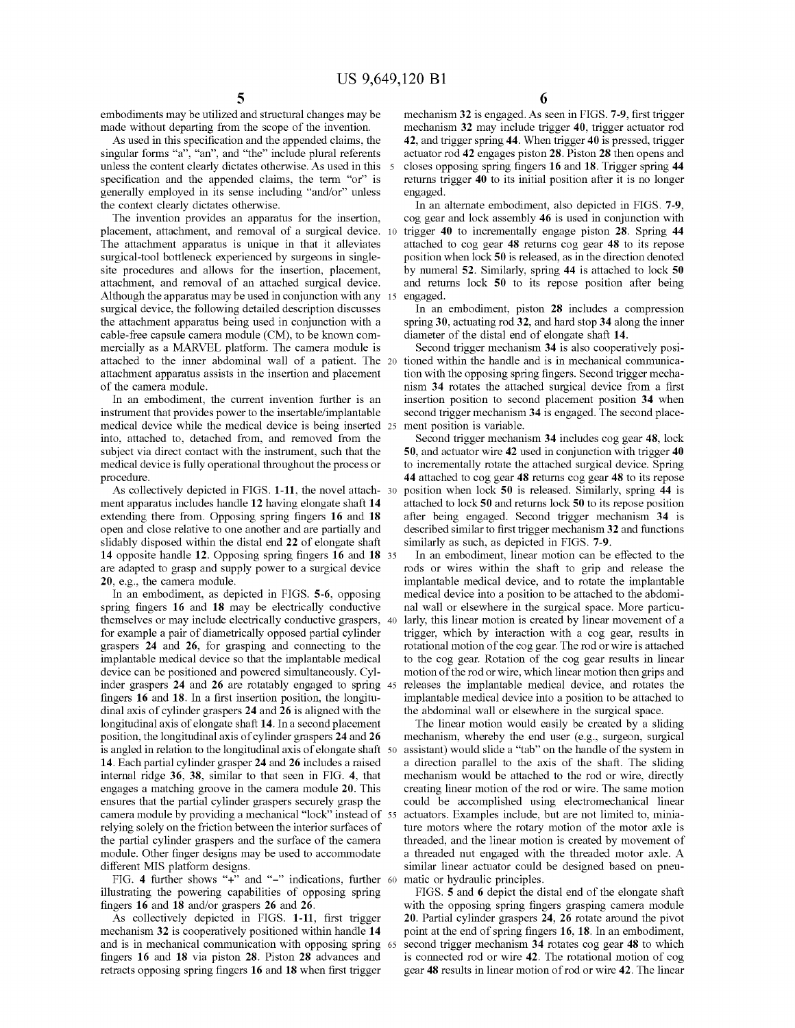embodiments may be utilized and structural changes may be made without departing from the scope of the invention.

As used in this specification and the appended claims, the singular forms "a", "an", and "the" include plural referents unless the content clearly dictates otherwise. As used in this specification and the appended claims, the term "or" is generally employed in its sense including "and/or" unless the context clearly dictates otherwise.

The invention provides an apparatus for the insertion, placement, attachment, and removal of a surgical device. The attachment apparatus is unique in that it alleviates surgical-tool bottleneck experienced by surgeons in single-site procedures and allows for the insertion, placement, attachment, and removal of an attached surgical device. Although the apparatus may be used in conjunction with any surgical device, the following detailed description discusses the attachment apparatus being used in conjunction with a cable-free capsule camera module (CM), to be known commercially as a MARVEL platform. The camera module is attached to the inner abdominal wall of a patient. The attachment apparatus assists in the insertion and placement of the camera module.

In an embodiment, the current invention further is an instrument that provides power to the insertable/implantable medical device while the medical device is being inserted into, attached to, detached from, and removed from the subject via direct contact with the instrument, such that the medical device is fully operational throughout the process or procedure.

As collectively depicted in FIGS. **1-11**, the novel attachment apparatus includes handle **12** having elongate shaft **14** extending there from. Opposing spring fingers **16** and **18** open and close relative to one another and are partially and slidably disposed within the distal end **22** of elongate shaft **14** opposite handle **12**. Opposing spring fingers **16** and **18** are adapted to grasp and supply power to a surgical device **20**, e.g., the camera module.

In an embodiment, as depicted in FIGS. **5-6**, opposing spring fingers **16** and **18** may be electrically conductive themselves or may include electrically conductive graspers, for example a pair of diametrically opposed partial cylinder graspers **24** and **26**, for grasping and connecting to the implantable medical device so that the implantable medical device can be positioned and powered simultaneously. Cylinder graspers **24** and **26** are rotatably engaged to spring fingers **16** and **18**. In a first insertion position, the longitudinal axis of cylinder graspers **24** and **26** is aligned with the longitudinal axis of elongate shaft **14**. In a second placement position, the longitudinal axis of cylinder graspers **24** and **26** is angled in relation to the longitudinal axis of elongate shaft **14**. Each partial cylinder grasper **24** and **26** includes a raised internal ridge **36**, **38**, similar to that seen in FIG. **4**, that engages a matching groove in the camera module **20**. This ensures that the partial cylinder graspers securely grasp the camera module by providing a mechanical "lock" instead of relying solely on the friction between the interior surfaces of the partial cylinder graspers and the surface of the camera module. Other finger designs may be used to accommodate different MIS platform designs.

FIG. **4** further shows "+" and "−" indications, further illustrating the powering capabilities of opposing spring fingers **16** and **18** and/or graspers **26** and **26**.

As collectively depicted in FIGS. **1-11**, first trigger mechanism **32** is cooperatively positioned within handle **14** and is in mechanical communication with opposing spring fingers **16** and **18** via piston **28**. Piston **28** advances and retracts opposing spring fingers **16** and **18** when first trigger mechanism **32** is engaged. As seen in FIGS. **7-9**, first trigger mechanism **32** may include trigger **40**, trigger actuator rod **42**, and trigger spring **44**. When trigger **40** is pressed, trigger actuator rod **42** engages piston **28**. Piston **28** then opens and closes opposing spring fingers **16** and **18**. Trigger spring **44** returns trigger **40** to its initial position after it is no longer engaged.

In an alternate embodiment, also depicted in FIGS. **7-9**, cog gear and lock assembly **46** is used in conjunction with trigger **40** to incrementally engage piston **28**. Spring **44** attached to cog gear **48** returns cog gear **48** to its repose position when lock **50** is released, as in the direction denoted by numeral **52**. Similarly, spring **44** is attached to lock **50** and returns lock **50** to its repose position after being engaged.

In an embodiment, piston **28** includes a compression spring **30**, actuating rod **32**, and hard stop **34** along the inner diameter of the distal end of elongate shaft **14**.

Second trigger mechanism **34** is also cooperatively positioned within the handle and is in mechanical communication with the opposing spring fingers. Second trigger mechanism **34** rotates the attached surgical device from a first insertion position to second placement position **34** when second trigger mechanism **34** is engaged. The second placement position is variable.

Second trigger mechanism **34** includes cog gear **48**, lock **50**, and actuator wire **42** used in conjunction with trigger **40** to incrementally rotate the attached surgical device. Spring **44** attached to cog gear **48** returns cog gear **48** to its repose position when lock **50** is released. Similarly, spring **44** is attached to lock **50** and returns lock **50** to its repose position after being engaged. Second trigger mechanism **34** is described similar to first trigger mechanism **32** and functions similarly as such, as depicted in FIGS. **7-9**.

In an embodiment, linear motion can be effected to the rods or wires within the shaft to grip and release the implantable medical device, and to rotate the implantable medical device into a position to be attached to the abdominal wall or elsewhere in the surgical space. More particularly, this linear motion is created by linear movement of a trigger, which by interaction with a cog gear, results in rotational motion of the cog gear. The rod or wire is attached to the cog gear. Rotation of the cog gear results in linear motion of the rod or wire, which linear motion then grips and releases the implantable medical device, and rotates the implantable medical device into a position to be attached to the abdominal wall or elsewhere in the surgical space.

The linear motion would easily be created by a sliding mechanism, whereby the end user (e.g., surgeon, surgical assistant) would slide a "tab" on the handle of the system in a direction parallel to the axis of the shaft. The sliding mechanism would be attached to the rod or wire, directly creating linear motion of the rod or wire. The same motion could be accomplished using electromechanical linear actuators. Examples include, but are not limited to, miniature motors where the rotary motion of the motor axle is threaded, and the linear motion is created by movement of a threaded nut engaged with the threaded motor axle. A similar linear actuator could be designed based on pneumatic or hydraulic principles.

FIGS. **5** and **6** depict the distal end of the elongate shaft with the opposing spring fingers grasping camera module **20**. Partial cylinder graspers **24**, **26** rotate around the pivot point at the end of spring fingers **16**, **18**. In an embodiment, second trigger mechanism **34** rotates cog gear **48** to which is connected rod or wire **42**. The rotational motion of cog gear **48** results in linear motion of rod or wire **42**. The linear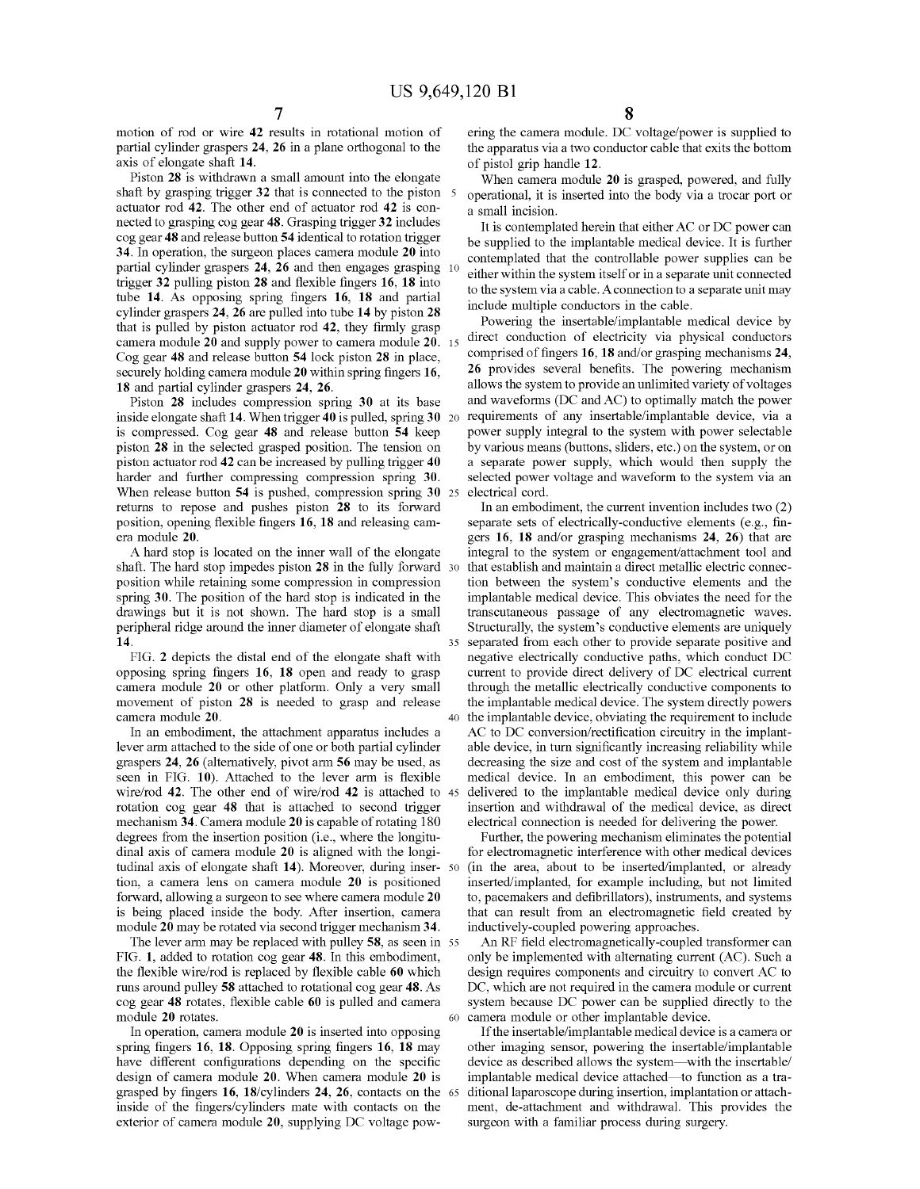motion of rod or wire **42** results in rotational motion of partial cylinder graspers **24**, **26** in a plane orthogonal to the axis of elongate shaft **14**.

Piston **28** is withdrawn a small amount into the elongate shaft by grasping trigger **32** that is connected to the piston actuator rod **42**. The other end of actuator rod **42** is connected to grasping cog gear **48**. Grasping trigger **32** includes cog gear **48** and release button **54** identical to rotation trigger **34**. In operation, the surgeon places camera module **20** into partial cylinder graspers **24**, **26** and then engages grasping trigger **32** pulling piston **28** and flexible fingers **16**, **18** into tube **14**. As opposing spring fingers **16**, **18** and partial cylinder graspers **24**, **26** are pulled into tube **14** by piston **28** that is pulled by piston actuator rod **42**, they firmly grasp camera module **20** and supply power to camera module **20**. Cog gear **48** and release button **54** lock piston **28** in place, securely holding camera module **20** within spring fingers **16**, **18** and partial cylinder graspers **24**, **26**.

Piston **28** includes compression spring **30** at its base inside elongate shaft **14**. When trigger **40** is pulled, spring **30** is compressed. Cog gear **48** and release button **54** keep piston **28** in the selected grasped position. The tension on piston actuator rod **42** can be increased by pulling trigger **40** harder and further compressing compression spring **30**. When release button **54** is pushed, compression spring **30** returns to repose and pushes piston **28** to its forward position, opening flexible fingers **16**, **18** and releasing camera module **20**.

A hard stop is located on the inner wall of the elongate shaft. The hard stop impedes piston **28** in the fully forward position while retaining some compression in compression spring **30**. The position of the hard stop is indicated in the drawings but it is not shown. The hard stop is a small peripheral ridge around the inner diameter of elongate shaft **14**.

FIG. **2** depicts the distal end of the elongate shaft with opposing spring fingers **16**, **18** open and ready to grasp camera module **20** or other platform. Only a very small movement of piston **28** is needed to grasp and release camera module **20**.

In an embodiment, the attachment apparatus includes a lever arm attached to the side of one or both partial cylinder graspers **24**, **26** (alternatively, pivot arm **56** may be used, as seen in FIG. **10**). Attached to the lever arm is flexible wire/rod **42**. The other end of wire/rod **42** is attached to rotation cog gear **48** that is attached to second trigger mechanism **34**. Camera module **20** is capable of rotating 180 degrees from the insertion position (i.e., where the longitudinal axis of camera module **20** is aligned with the longitudinal axis of elongate shaft **14**). Moreover, during insertion, a camera lens on camera module **20** is positioned forward, allowing a surgeon to see where camera module **20** is being placed inside the body. After insertion, camera module **20** may be rotated via second trigger mechanism **34**.

The lever arm may be replaced with pulley **58**, as seen in FIG. **1**, added to rotation cog gear **48**. In this embodiment, the flexible wire/rod is replaced by flexible cable **60** which runs around pulley **58** attached to rotational cog gear **48**. As cog gear **48** rotates, flexible cable **60** is pulled and camera module **20** rotates.

In operation, camera module **20** is inserted into opposing spring fingers **16**, **18**. Opposing spring fingers **16**, **18** may have different configurations depending on the specific design of camera module **20**. When camera module **20** is grasped by fingers **16**, **18**/cylinders **24**, **26**, contacts on the inside of the fingers/cylinders mate with contacts on the exterior of camera module **20**, supplying DC voltage powering the camera module. DC voltage/power is supplied to the apparatus via a two conductor cable that exits the bottom of pistol grip handle **12**.

When camera module **20** is grasped, powered, and fully operational, it is inserted into the body via a trocar port or a small incision.

It is contemplated herein that either AC or DC power can be supplied to the implantable medical device. It is further contemplated that the controllable power supplies can be either within the system itself or in a separate unit connected to the system via a cable. A connection to a separate unit may include multiple conductors in the cable.

Powering the insertable/implantable medical device by direct conduction of electricity via physical conductors comprised of fingers **16**, **18** and/or grasping mechanisms **24**, **26** provides several benefits. The powering mechanism allows the system to provide an unlimited variety of voltages and waveforms (DC and AC) to optimally match the power requirements of any insertable/implantable device, via a power supply integral to the system with power selectable by various means (buttons, sliders, etc.) on the system, or on a separate power supply, which would then supply the selected power voltage and waveform to the system via an electrical cord.

In an embodiment, the current invention includes two (2) separate sets of electrically-conductive elements (e.g., fingers **16**, **18** and/or grasping mechanisms **24**, **26**) that are integral to the system or engagement/attachment tool and that establish and maintain a direct metallic electric connection between the system's conductive elements and the implantable medical device. This obviates the need for the transcutaneous passage of any electromagnetic waves. Structurally, the system's conductive elements are uniquely separated from each other to provide separate positive and negative electrically conductive paths, which conduct DC current to provide direct delivery of DC electrical current through the metallic electrically conductive components to the implantable medical device. The system directly powers the implantable device, obviating the requirement to include AC to DC conversion/rectification circuitry in the implantable device, in turn significantly increasing reliability while decreasing the size and cost of the system and implantable medical device. In an embodiment, this power can be delivered to the implantable medical device only during insertion and withdrawal of the medical device, as direct electrical connection is needed for delivering the power.

Further, the powering mechanism eliminates the potential for electromagnetic interference with other medical devices (in the area, about to be inserted/implanted, or already inserted/implanted, for example including, but not limited to, pacemakers and defibrillators), instruments, and systems that can result from an electromagnetic field created by inductively-coupled powering approaches.

An RF field electromagnetically-coupled transformer can only be implemented with alternating current (AC). Such a design requires components and circuitry to convert AC to DC, which are not required in the camera module or current system because DC power can be supplied directly to the camera module or other implantable device.

If the insertable/implantable medical device is a camera or other imaging sensor, powering the insertable/implantable device as described allows the system—with the insertable/implantable medical device attached—to function as a traditional laparoscope during insertion, implantation or attachment, de-attachment and withdrawal. This provides the surgeon with a familiar process during surgery.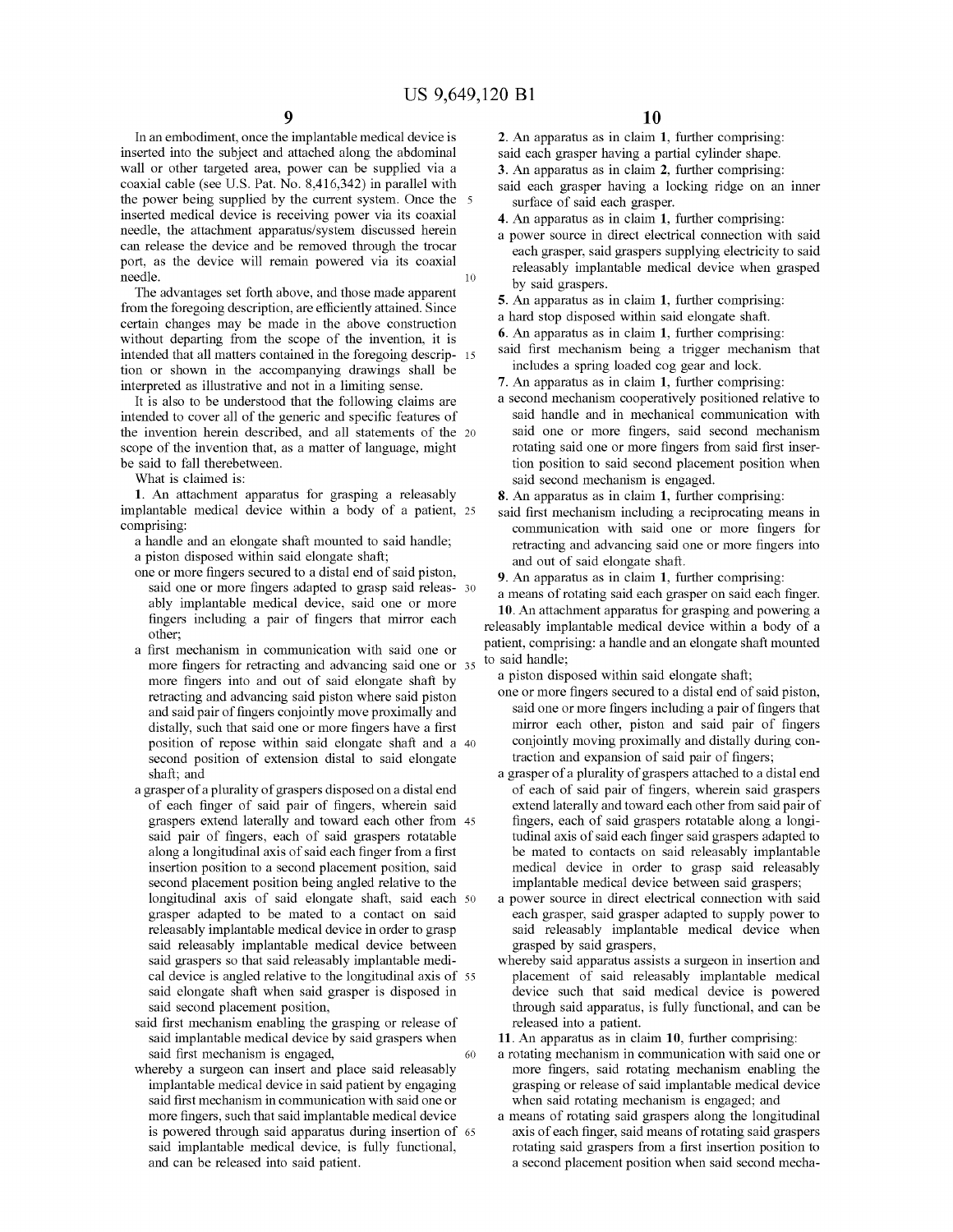In an embodiment, once the implantable medical device is inserted into the subject and attached along the abdominal wall or other targeted area, power can be supplied via a coaxial cable (see U.S. Pat. No. 8,416,342) in parallel with the power being supplied by the current system. Once the inserted medical device is receiving power via its coaxial needle, the attachment apparatus/system discussed herein can release the device and be removed through the trocar port, as the device will remain powered via its coaxial needle.

The advantages set forth above, and those made apparent from the foregoing description, are efficiently attained. Since certain changes may be made in the above construction without departing from the scope of the invention, it is intended that all matters contained in the foregoing description or shown in the accompanying drawings shall be interpreted as illustrative and not in a limiting sense.

It is also to be understood that the following claims are intended to cover all of the generic and specific features of the invention herein described, and all statements of the scope of the invention that, as a matter of language, might be said to fall therebetween.

What is claimed is:

1. An attachment apparatus for grasping a releasably implantable medical device within a body of a patient, comprising:

a handle and an elongate shaft mounted to said handle;

a piston disposed within said elongate shaft;

one or more fingers secured to a distal end of said piston, said one or more fingers adapted to grasp said releasably implantable medical device, said one or more fingers including a pair of fingers that mirror each other;

a first mechanism in communication with said one or more fingers for retracting and advancing said one or more fingers into and out of said elongate shaft by retracting and advancing said piston where said piston and said pair of fingers conjointly move proximally and distally, such that said one or more fingers have a first position of repose within said elongate shaft and a second position of extension distal to said elongate shaft; and

a grasper of a plurality of graspers disposed on a distal end of each finger of said pair of fingers, wherein said graspers extend laterally and toward each other from said pair of fingers, each of said graspers rotatable along a longitudinal axis of said each finger from a first insertion position to a second placement position, said second placement position being angled relative to the longitudinal axis of said elongate shaft, said each grasper adapted to be mated to a contact on said releasably implantable medical device in order to grasp said releasably implantable medical device between said graspers so that said releasably implantable medical device is angled relative to the longitudinal axis of said elongate shaft when said grasper is disposed in said second placement position,

said first mechanism enabling the grasping or release of said implantable medical device by said graspers when said first mechanism is engaged,

whereby a surgeon can insert and place said releasably implantable medical device in said patient by engaging said first mechanism in communication with said one or more fingers, such that said implantable medical device is powered through said apparatus during insertion of said implantable medical device, is fully functional, and can be released into said patient.

2. An apparatus as in claim 1, further comprising:

said each grasper having a partial cylinder shape.

3. An apparatus as in claim 2, further comprising:

said each grasper having a locking ridge on an inner surface of said each grasper.

4. An apparatus as in claim 1, further comprising:

a power source in direct electrical connection with said each grasper, said graspers supplying electricity to said releasably implantable medical device when grasped by said graspers.

5. An apparatus as in claim 1, further comprising:

a hard stop disposed within said elongate shaft.

6. An apparatus as in claim 1, further comprising:

said first mechanism being a trigger mechanism that includes a spring loaded cog gear and lock.

7. An apparatus as in claim 1, further comprising:

a second mechanism cooperatively positioned relative to said handle and in mechanical communication with said one or more fingers, said second mechanism rotating said one or more fingers from said first insertion position to said second placement position when said second mechanism is engaged.

8. An apparatus as in claim 1, further comprising:

said first mechanism including a reciprocating means in communication with said one or more fingers for retracting and advancing said one or more fingers into and out of said elongate shaft.

9. An apparatus as in claim 1, further comprising:

a means of rotating said each grasper on said each finger.

10. An attachment apparatus for grasping and powering a releasably implantable medical device within a body of a patient, comprising: a handle and an elongate shaft mounted to said handle;

a piston disposed within said elongate shaft;

one or more fingers secured to a distal end of said piston, said one or more fingers including a pair of fingers that mirror each other, piston and said pair of fingers conjointly moving proximally and distally during contraction and expansion of said pair of fingers;

a grasper of a plurality of graspers attached to a distal end of each of said pair of fingers, wherein said graspers extend laterally and toward each other from said pair of fingers, each of said graspers rotatable along a longitudinal axis of said each finger said graspers adapted to be mated to contacts on said releasably implantable medical device in order to grasp said releasably implantable medical device between said graspers;

a power source in direct electrical connection with said each grasper, said grasper adapted to supply power to said releasably implantable medical device when grasped by said graspers,

whereby said apparatus assists a surgeon in insertion and placement of said releasably implantable medical device such that said medical device is powered through said apparatus, is fully functional, and can be released into a patient.

11. An apparatus as in claim 10, further comprising:

a rotating mechanism in communication with said one or more fingers, said rotating mechanism enabling the grasping or release of said implantable medical device when said rotating mechanism is engaged; and

a means of rotating said graspers along the longitudinal axis of each finger, said means of rotating said graspers rotating said graspers from a first insertion position to a second placement position when said second mecha-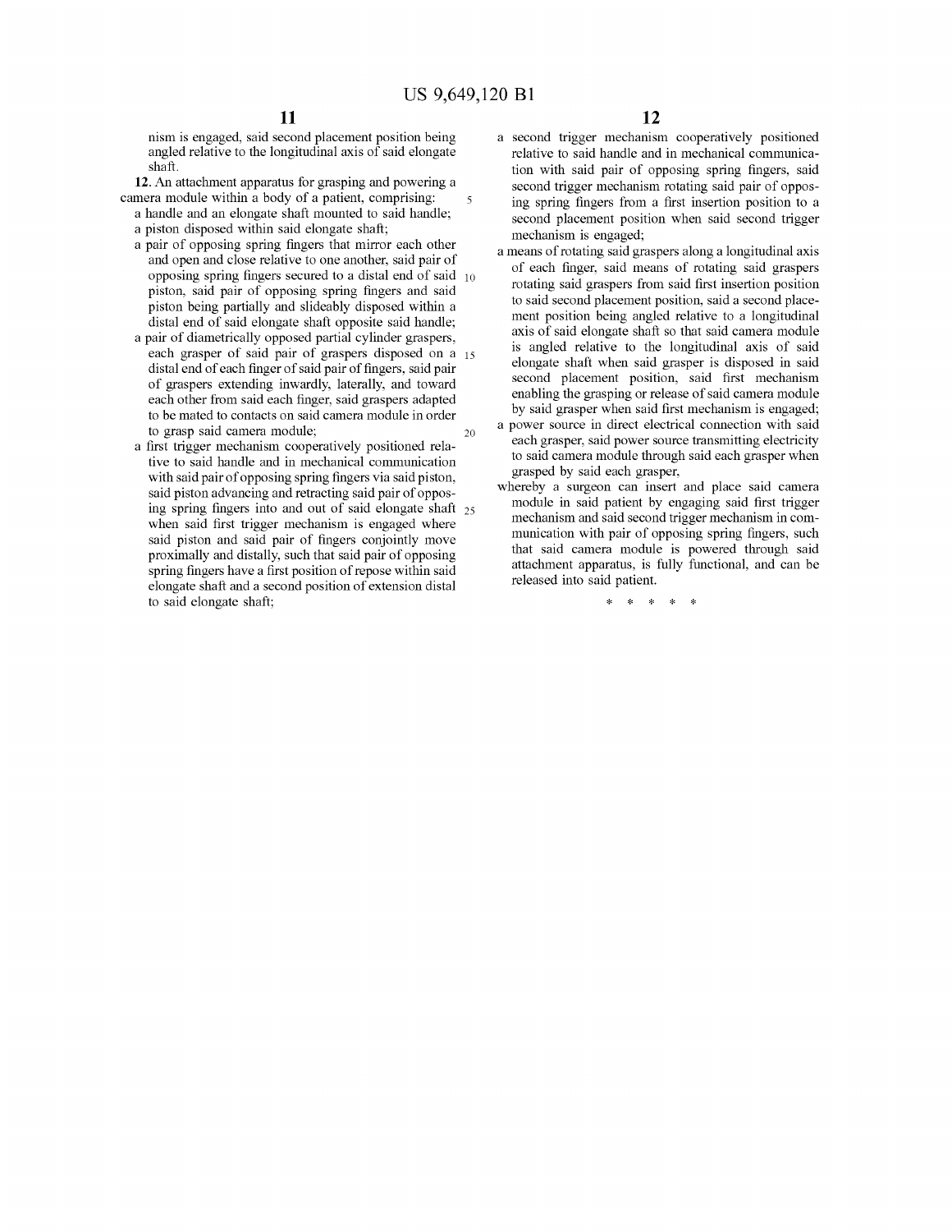nism is engaged, said second placement position being angled relative to the longitudinal axis of said elongate shaft.

**12**. An attachment apparatus for grasping and powering a camera module within a body of a patient, comprising:

- a handle and an elongate shaft mounted to said handle;
- a piston disposed within said elongate shaft;
- a pair of opposing spring fingers that mirror each other and open and close relative to one another, said pair of opposing spring fingers secured to a distal end of said piston, said pair of opposing spring fingers and said piston being partially and slideably disposed within a distal end of said elongate shaft opposite said handle;
- a pair of diametrically opposed partial cylinder graspers, each grasper of said pair of graspers disposed on a distal end of each finger of said pair of fingers, said pair of graspers extending inwardly, laterally, and toward each other from said each finger, said graspers adapted to be mated to contacts on said camera module in order to grasp said camera module;
- a first trigger mechanism cooperatively positioned relative to said handle and in mechanical communication with said pair of opposing spring fingers via said piston, said piston advancing and retracting said pair of opposing spring fingers into and out of said elongate shaft when said first trigger mechanism is engaged where said piston and said pair of fingers conjointly move proximally and distally, such that said pair of opposing spring fingers have a first position of repose within said elongate shaft and a second position of extension distal to said elongate shaft;
- a second trigger mechanism cooperatively positioned relative to said handle and in mechanical communication with said pair of opposing spring fingers, said second trigger mechanism rotating said pair of opposing spring fingers from a first insertion position to a second placement position when said second trigger mechanism is engaged;
- a means of rotating said graspers along a longitudinal axis of each finger, said means of rotating said graspers rotating said graspers from said first insertion position to said second placement position, said a second placement position being angled relative to a longitudinal axis of said elongate shaft so that said camera module is angled relative to the longitudinal axis of said elongate shaft when said grasper is disposed in said second placement position, said first mechanism enabling the grasping or release of said camera module by said grasper when said first mechanism is engaged;
- a power source in direct electrical connection with said each grasper, said power source transmitting electricity to said camera module through said each grasper when grasped by said each grasper,

whereby a surgeon can insert and place said camera module in said patient by engaging said first trigger mechanism and said second trigger mechanism in communication with pair of opposing spring fingers, such that said camera module is powered through said attachment apparatus, is fully functional, and can be released into said patient.

* * * * *